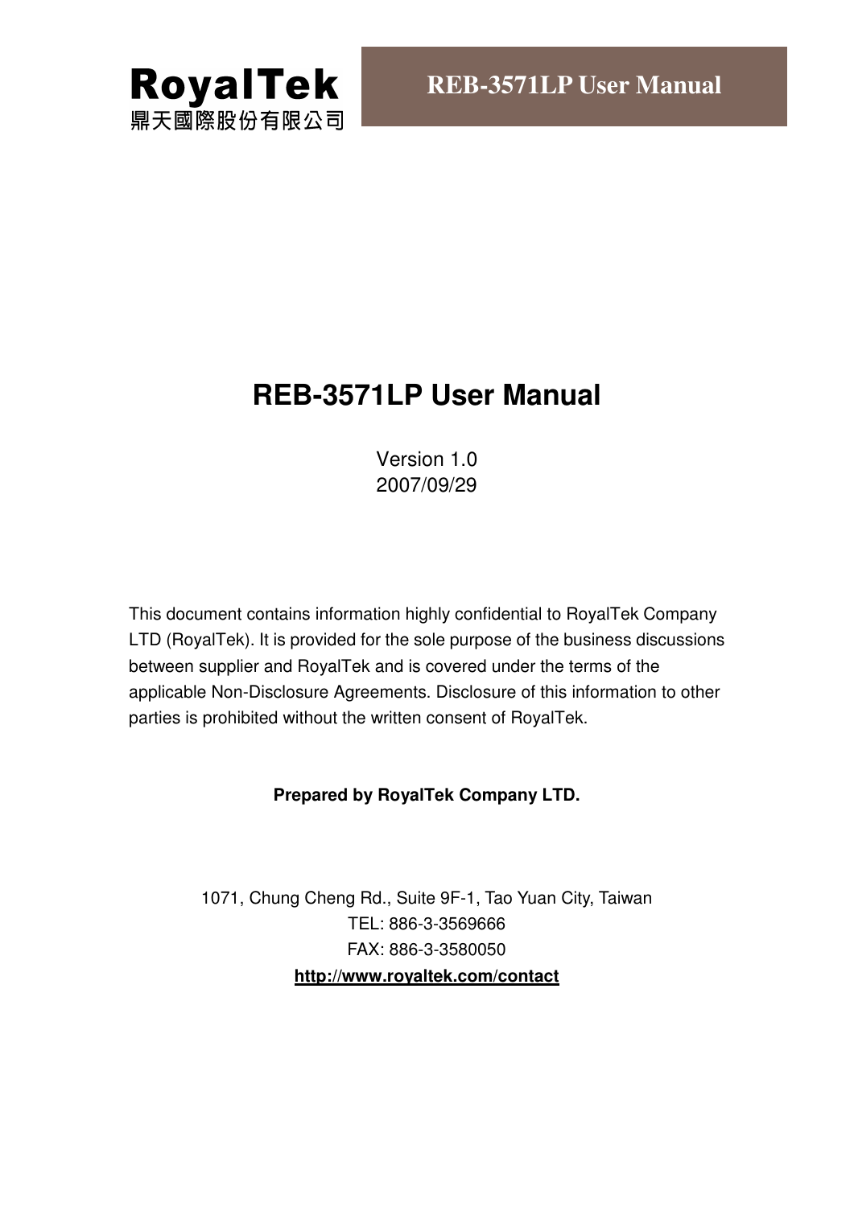RoyalTek
鼎天國際股份有限公司

# REB-3571LP User Manual

Version 1.0
2007/09/29

This document contains information highly confidential to RoyalTek Company LTD (RoyalTek). It is provided for the sole purpose of the business discussions between supplier and RoyalTek and is covered under the terms of the applicable Non-Disclosure Agreements. Disclosure of this information to other parties is prohibited without the written consent of RoyalTek.

**Prepared by RoyalTek Company LTD.**

1071, Chung Cheng Rd., Suite 9F-1, Tao Yuan City, Taiwan
TEL: 886-3-3569666
FAX: 886-3-3580050
**http://www.royaltek.com/contact**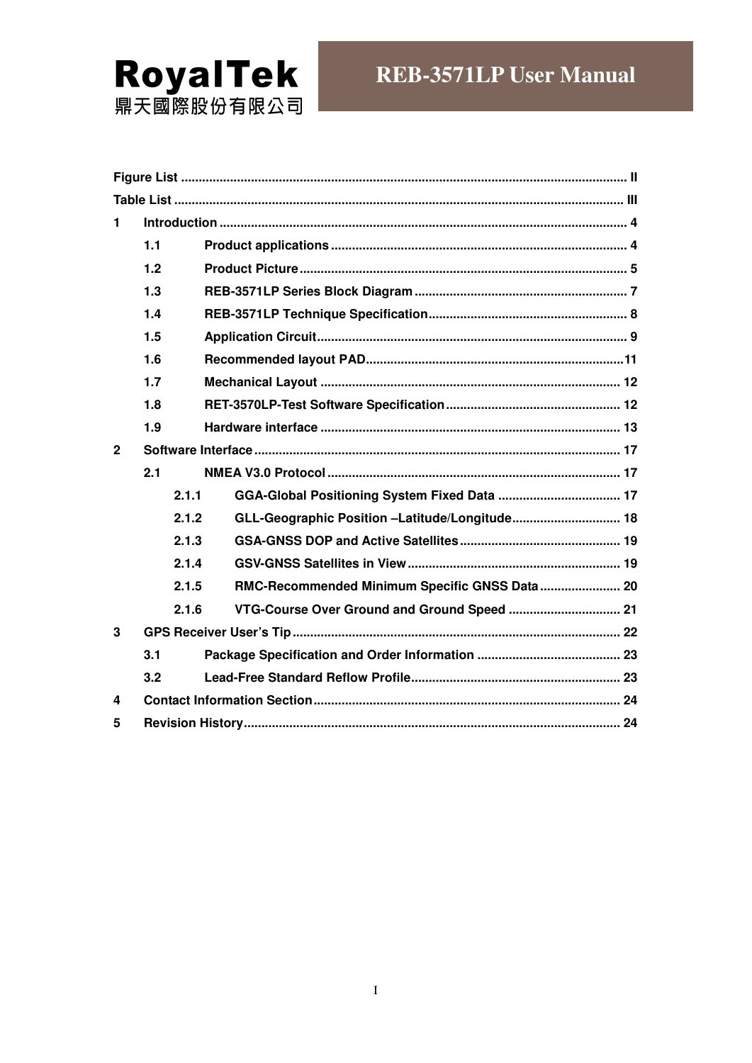| | | |
|---|---|---|
| **Figure List** | | **II** |
| **Table List** | | **III** |
| **1** | **Introduction** | **4** |
| **1.1** | **Product applications** | **4** |
| **1.2** | **Product Picture** | **5** |
| **1.3** | **REB-3571LP Series Block Diagram** | **7** |
| **1.4** | **REB-3571LP Technique Specification** | **8** |
| **1.5** | **Application Circuit** | **9** |
| **1.6** | **Recommended layout PAD** | **11** |
| **1.7** | **Mechanical Layout** | **12** |
| **1.8** | **RET-3570LP-Test Software Specification** | **12** |
| **1.9** | **Hardware interface** | **13** |
| **2** | **Software Interface** | **17** |
| **2.1** | **NMEA V3.0 Protocol** | **17** |
| **2.1.1** | **GGA-Global Positioning System Fixed Data** | **17** |
| **2.1.2** | **GLL-Geographic Position –Latitude/Longitude** | **18** |
| **2.1.3** | **GSA-GNSS DOP and Active Satellites** | **19** |
| **2.1.4** | **GSV-GNSS Satellites in View** | **19** |
| **2.1.5** | **RMC-Recommended Minimum Specific GNSS Data** | **20** |
| **2.1.6** | **VTG-Course Over Ground and Ground Speed** | **21** |
| **3** | **GPS Receiver User's Tip** | **22** |
| **3.1** | **Package Specification and Order Information** | **23** |
| **3.2** | **Lead-Free Standard Reflow Profile** | **23** |
| **4** | **Contact Information Section** | **24** |
| **5** | **Revision History** | **24** |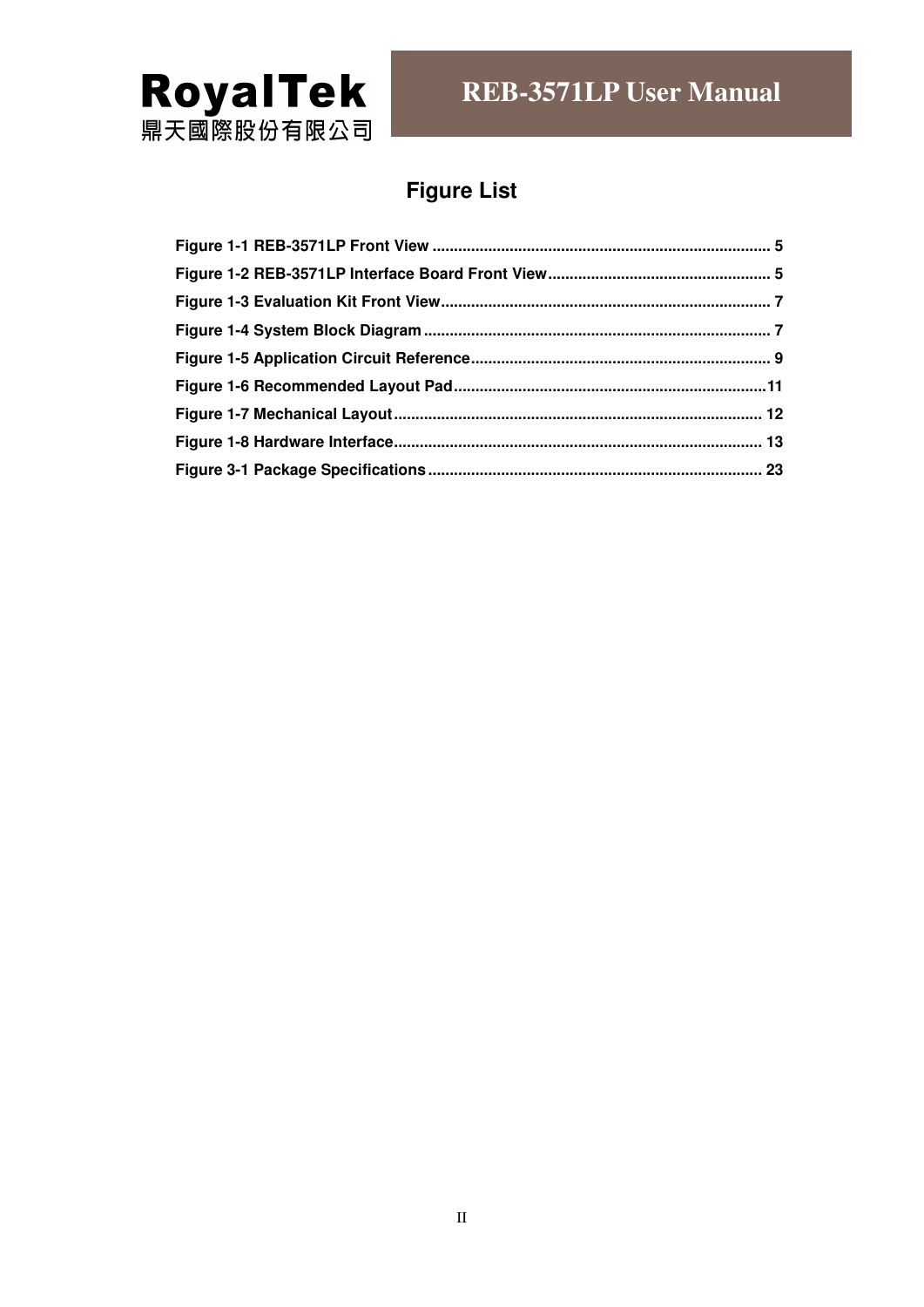## Figure List

Figure 1-1 REB-3571LP Front View .............................................................................. 5
Figure 1-2 REB-3571LP Interface Board Front View .................................................... 5
Figure 1-3 Evaluation Kit Front View ............................................................................ 7
Figure 1-4 System Block Diagram ................................................................................ 7
Figure 1-5 Application Circuit Reference ..................................................................... 9
Figure 1-6 Recommended Layout Pad ........................................................................ 11
Figure 1-7 Mechanical Layout ..................................................................................... 12
Figure 1-8 Hardware Interface ..................................................................................... 13
Figure 3-1 Package Specifications ............................................................................. 23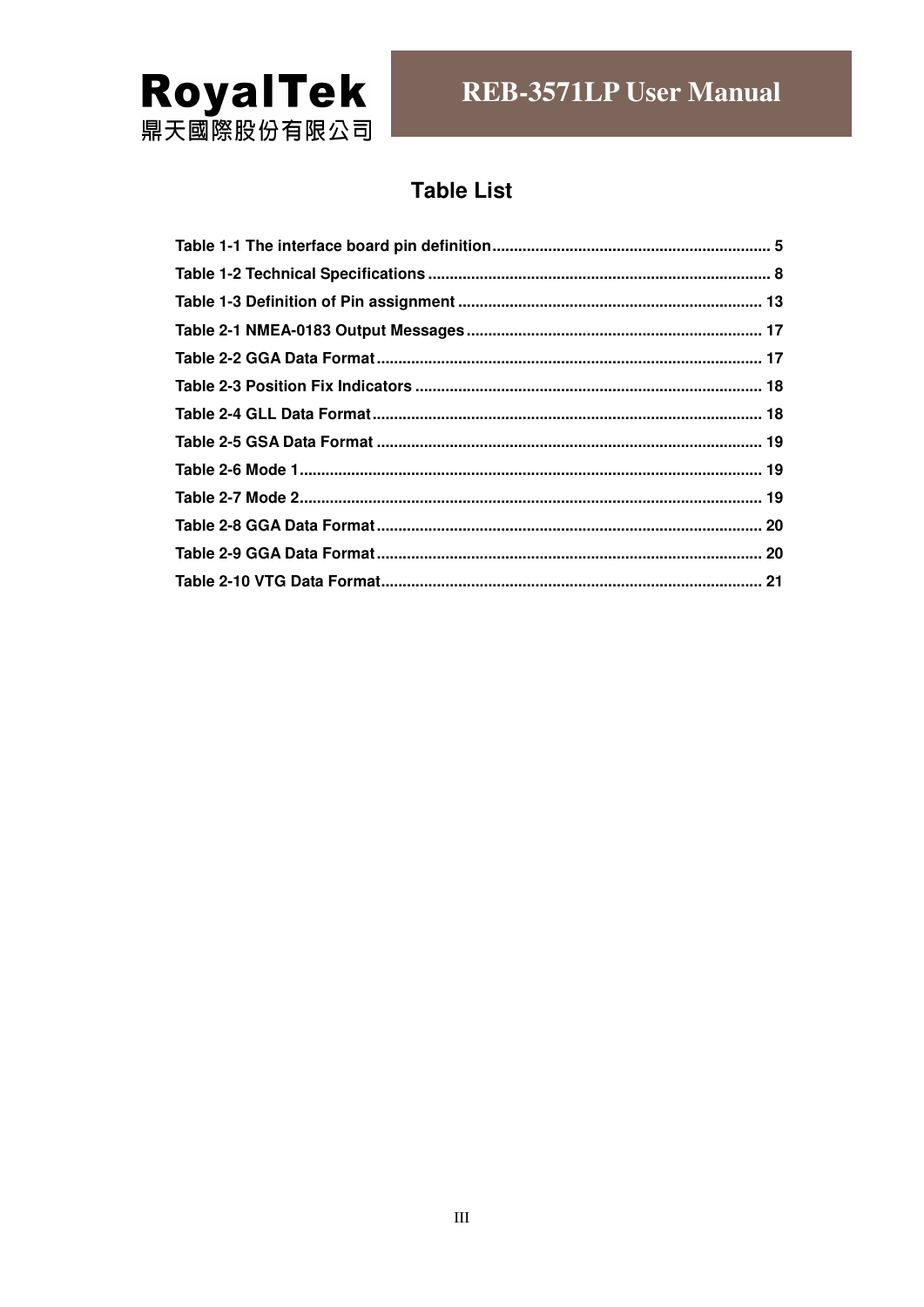## Table List

Table 1-1 The interface board pin definition ................................................................. 5
Table 1-2 Technical Specifications ............................................................................... 8
Table 1-3 Definition of Pin assignment ...................................................................... 13
Table 2-1 NMEA-0183 Output Messages .................................................................... 17
Table 2-2 GGA Data Format ......................................................................................... 17
Table 2-3 Position Fix Indicators ................................................................................. 18
Table 2-4 GLL Data Format .......................................................................................... 18
Table 2-5 GSA Data Format .......................................................................................... 19
Table 2-6 Mode 1 ........................................................................................................... 19
Table 2-7 Mode 2 ........................................................................................................... 19
Table 2-8 GGA Data Format ......................................................................................... 20
Table 2-9 GGA Data Format ......................................................................................... 20
Table 2-10 VTG Data Format ........................................................................................ 21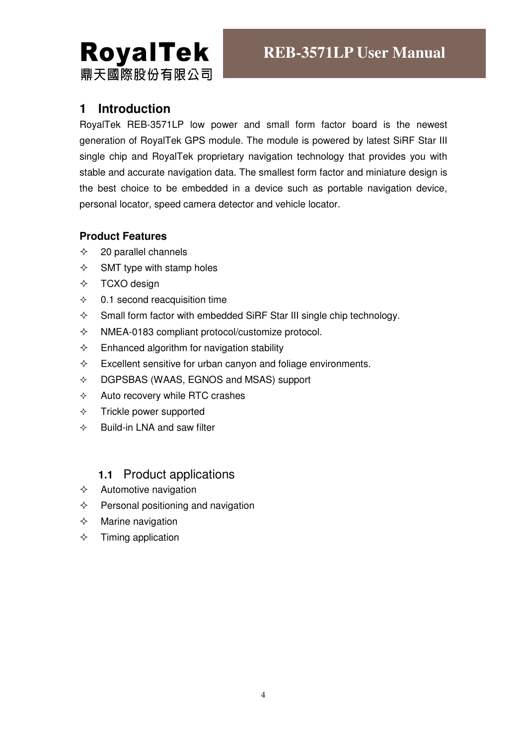# 1 Introduction

RoyalTek REB-3571LP low power and small form factor board is the newest generation of RoyalTek GPS module. The module is powered by latest SiRF Star III single chip and RoyalTek proprietary navigation technology that provides you with stable and accurate navigation data. The smallest form factor and miniature design is the best choice to be embedded in a device such as portable navigation device, personal locator, speed camera detector and vehicle locator.

**Product Features**

- 20 parallel channels
- SMT type with stamp holes
- TCXO design
- 0.1 second reacquisition time
- Small form factor with embedded SiRF Star III single chip technology.
- NMEA-0183 compliant protocol/customize protocol.
- Enhanced algorithm for navigation stability
- Excellent sensitive for urban canyon and foliage environments.
- DGPSBAS (WAAS, EGNOS and MSAS) support
- Auto recovery while RTC crashes
- Trickle power supported
- Build-in LNA and saw filter

## 1.1 Product applications

- Automotive navigation
- Personal positioning and navigation
- Marine navigation
- Timing application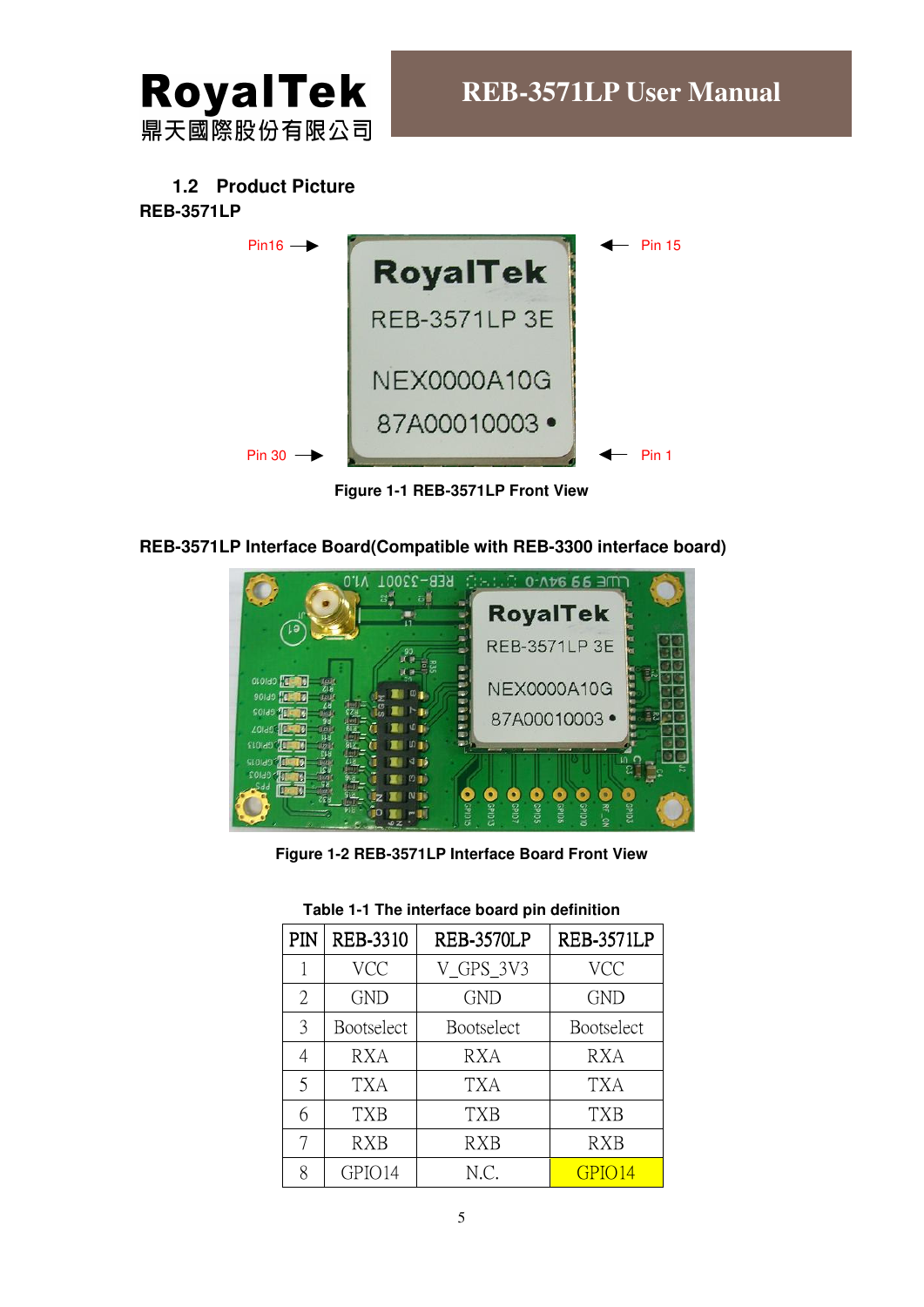## 1.2 Product Picture

**REB-3571LP**

Pin16 → ← Pin 15

Pin 30 → ← Pin 1

**Figure 1-1 REB-3571LP Front View**

**REB-3571LP Interface Board(Compatible with REB-3300 interface board)**

**Figure 1-2 REB-3571LP Interface Board Front View**

**Table 1-1 The interface board pin definition**

| PIN | REB-3310 | REB-3570LP | REB-3571LP |
|---|---|---|---|
| 1 | VCC | V_GPS_3V3 | VCC |
| 2 | GND | GND | GND |
| 3 | Bootselect | Bootselect | Bootselect |
| 4 | RXA | RXA | RXA |
| 5 | TXA | TXA | TXA |
| 6 | TXB | TXB | TXB |
| 7 | RXB | RXB | RXB |
| 8 | GPIO14 | N.C. | GPIO14 |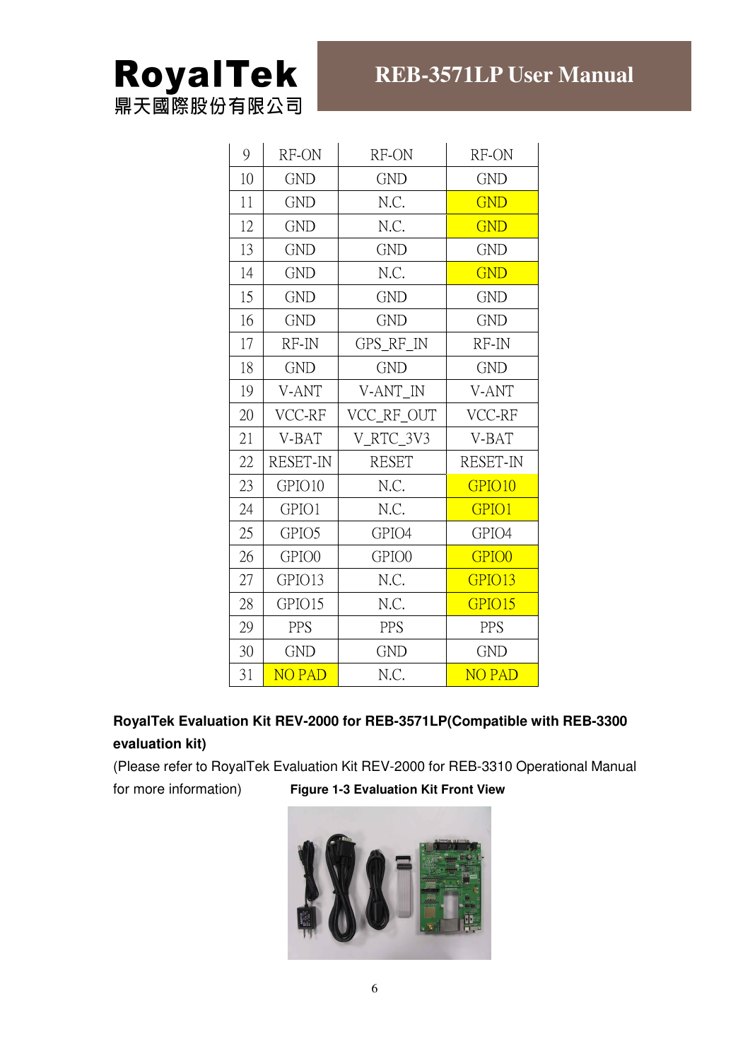| 9 | RF-ON | RF-ON | RF-ON |
|---|---|---|---|
| 10 | GND | GND | GND |
| 11 | GND | N.C. | GND |
| 12 | GND | N.C. | GND |
| 13 | GND | GND | GND |
| 14 | GND | N.C. | GND |
| 15 | GND | GND | GND |
| 16 | GND | GND | GND |
| 17 | RF-IN | GPS_RF_IN | RF-IN |
| 18 | GND | GND | GND |
| 19 | V-ANT | V-ANT_IN | V-ANT |
| 20 | VCC-RF | VCC_RF_OUT | VCC-RF |
| 21 | V-BAT | V_RTC_3V3 | V-BAT |
| 22 | RESET-IN | RESET | RESET-IN |
| 23 | GPIO10 | N.C. | GPIO10 |
| 24 | GPIO1 | N.C. | GPIO1 |
| 25 | GPIO5 | GPIO4 | GPIO4 |
| 26 | GPIO0 | GPIO0 | GPIO0 |
| 27 | GPIO13 | N.C. | GPIO13 |
| 28 | GPIO15 | N.C. | GPIO15 |
| 29 | PPS | PPS | PPS |
| 30 | GND | GND | GND |
| 31 | NO PAD | N.C. | NO PAD |

**RoyalTek Evaluation Kit REV-2000 for REB-3571LP(Compatible with REB-3300 evaluation kit)**

(Please refer to RoyalTek Evaluation Kit REV-2000 for REB-3310 Operational Manual for more information)

**Figure 1-3 Evaluation Kit Front View**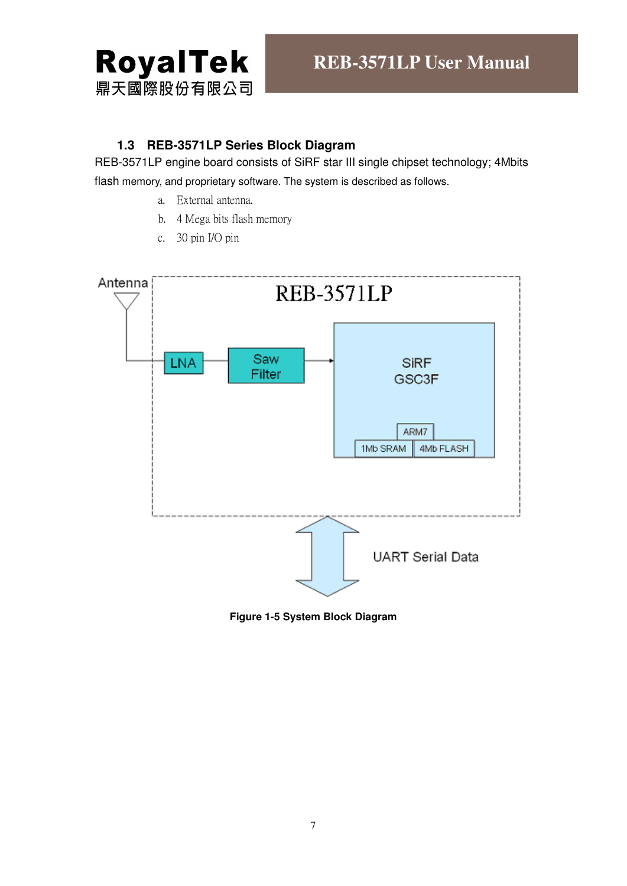## 1.3 REB-3571LP Series Block Diagram

REB-3571LP engine board consists of SiRF star III single chipset technology; 4Mbits flash memory, and proprietary software. The system is described as follows.

a. External antenna.

b. 4 Mega bits flash memory

c. 30 pin I/O pin

Antenna

REB-3571LP

LNA

Saw Filter

SiRF GSC3F

ARM7

1Mb SRAM

4Mb FLASH

UART Serial Data

**Figure 1-5 System Block Diagram**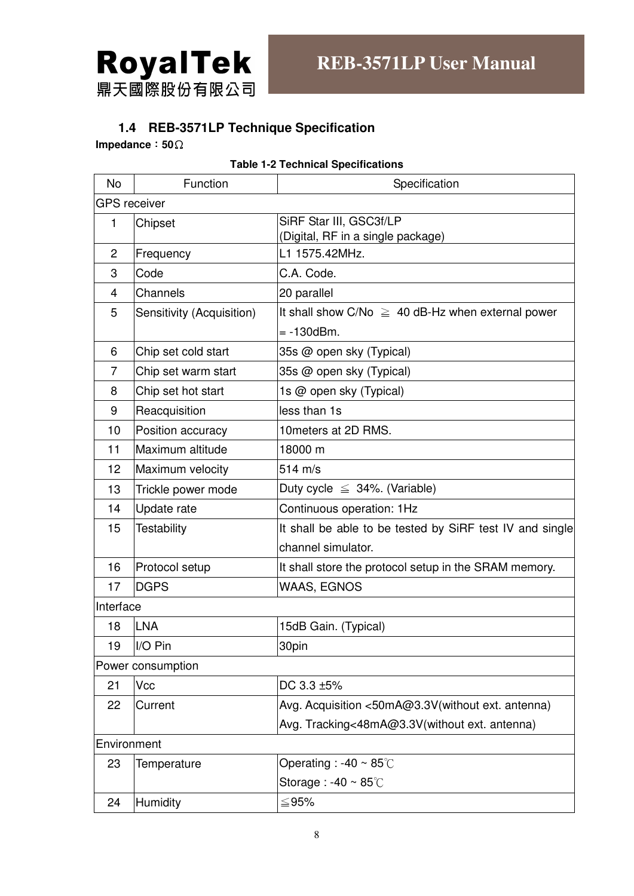## 1.4 REB-3571LP Technique Specification

**Impedance：50Ω**

**Table 1-2 Technical Specifications**

| No | Function | Specification |
|---|---|---|
| GPS receiver | | |
| 1 | Chipset | SiRF Star III, GSC3f/LP (Digital, RF in a single package) |
| 2 | Frequency | L1 1575.42MHz. |
| 3 | Code | C.A. Code. |
| 4 | Channels | 20 parallel |
| 5 | Sensitivity (Acquisition) | It shall show C/No ≧ 40 dB-Hz when external power = -130dBm. |
| 6 | Chip set cold start | 35s @ open sky (Typical) |
| 7 | Chip set warm start | 35s @ open sky (Typical) |
| 8 | Chip set hot start | 1s @ open sky (Typical) |
| 9 | Reacquisition | less than 1s |
| 10 | Position accuracy | 10meters at 2D RMS. |
| 11 | Maximum altitude | 18000 m |
| 12 | Maximum velocity | 514 m/s |
| 13 | Trickle power mode | Duty cycle ≦ 34%. (Variable) |
| 14 | Update rate | Continuous operation: 1Hz |
| 15 | Testability | It shall be able to be tested by SiRF test IV and single channel simulator. |
| 16 | Protocol setup | It shall store the protocol setup in the SRAM memory. |
| 17 | DGPS | WAAS, EGNOS |
| Interface | | |
| 18 | LNA | 15dB Gain. (Typical) |
| 19 | I/O Pin | 30pin |
| Power consumption | | |
| 21 | Vcc | DC 3.3 ±5% |
| 22 | Current | Avg. Acquisition <50mA@3.3V(without ext. antenna)<br>Avg. Tracking<48mA@3.3V(without ext. antenna) |
| Environment | | |
| 23 | Temperature | Operating : -40 ~ 85℃<br>Storage : -40 ~ 85℃ |
| 24 | Humidity | ≦95% |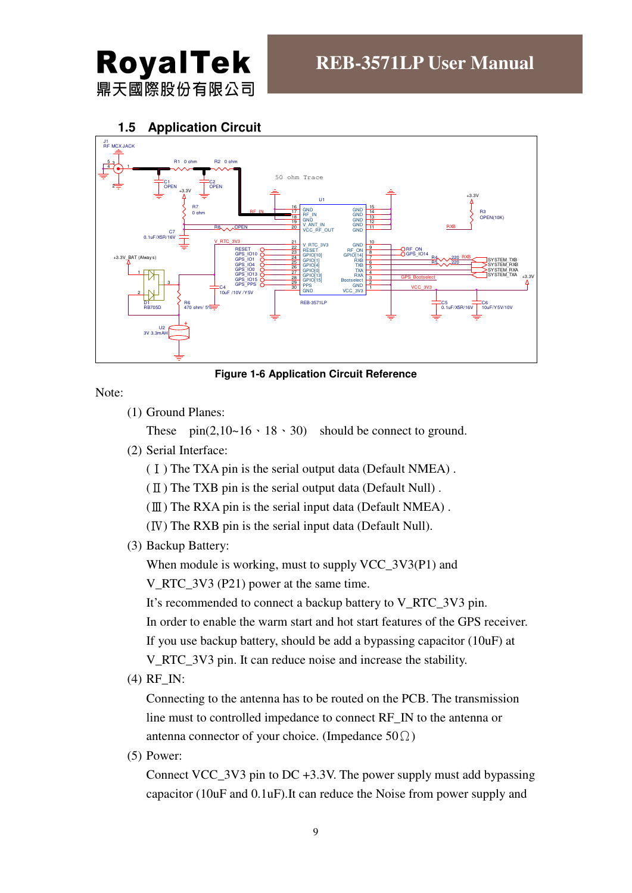## 1.5 Application Circuit

Figure 1-6 Application Circuit Reference

Note:

(1) Ground Planes:

These pin(2,10~16、18、30) should be connect to ground.

(2) Serial Interface:

( Ⅰ ) The TXA pin is the serial output data (Default NMEA) .

( Ⅱ ) The TXB pin is the serial output data (Default Null) .

(Ⅲ) The RXA pin is the serial input data (Default NMEA) .

(Ⅳ) The RXB pin is the serial input data (Default Null).

(3) Backup Battery:

When module is working, must to supply VCC_3V3(P1) and V_RTC_3V3 (P21) power at the same time.

It's recommended to connect a backup battery to V_RTC_3V3 pin.

In order to enable the warm start and hot start features of the GPS receiver.

If you use backup battery, should be add a bypassing capacitor (10uF) at V_RTC_3V3 pin. It can reduce noise and increase the stability.

(4) RF_IN:

Connecting to the antenna has to be routed on the PCB. The transmission line must to controlled impedance to connect RF_IN to the antenna or antenna connector of your choice. (Impedance 50Ω)

(5) Power:

Connect VCC_3V3 pin to DC +3.3V. The power supply must add bypassing capacitor (10uF and 0.1uF).It can reduce the Noise from power supply and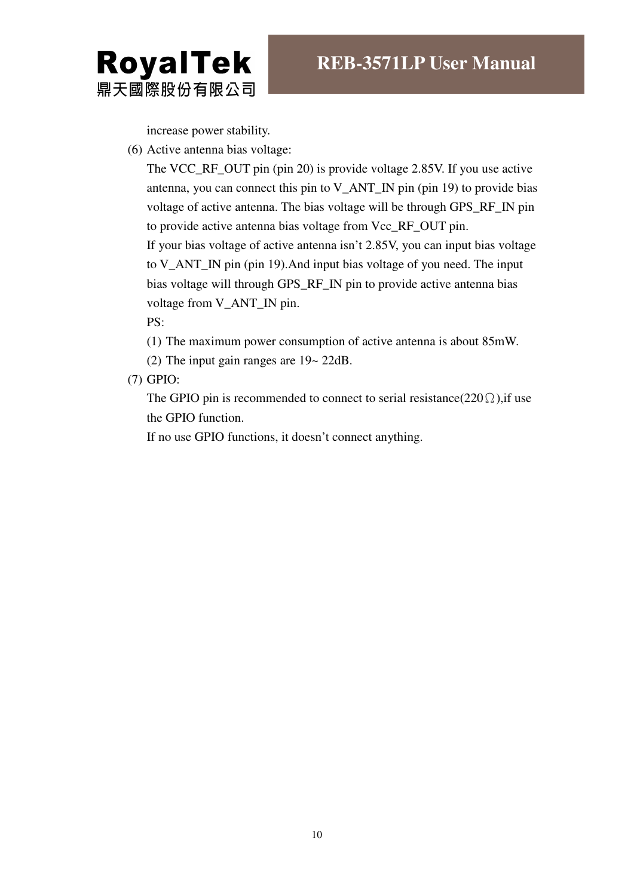increase power stability.

(6) Active antenna bias voltage:

The VCC_RF_OUT pin (pin 20) is provide voltage 2.85V. If you use active antenna, you can connect this pin to V_ANT_IN pin (pin 19) to provide bias voltage of active antenna. The bias voltage will be through GPS_RF_IN pin to provide active antenna bias voltage from Vcc_RF_OUT pin.

If your bias voltage of active antenna isn't 2.85V, you can input bias voltage to V_ANT_IN pin (pin 19).And input bias voltage of you need. The input bias voltage will through GPS_RF_IN pin to provide active antenna bias voltage from V_ANT_IN pin.

PS:

(1) The maximum power consumption of active antenna is about 85mW.

(2) The input gain ranges are 19~ 22dB.

(7) GPIO:

The GPIO pin is recommended to connect to serial resistance(220Ω),if use the GPIO function.

If no use GPIO functions, it doesn't connect anything.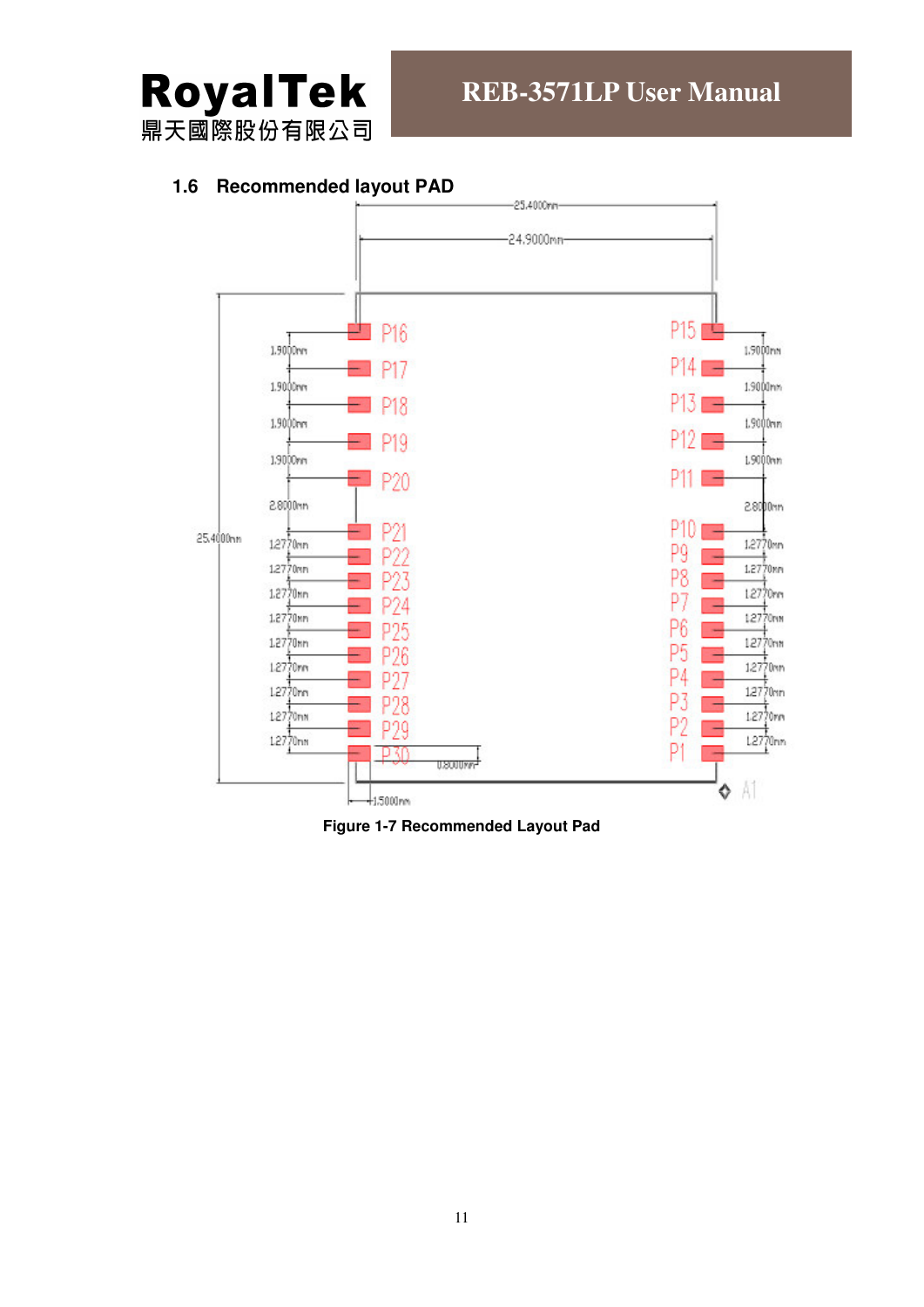## 1.6 Recommended layout PAD

Figure 1-7 Recommended Layout Pad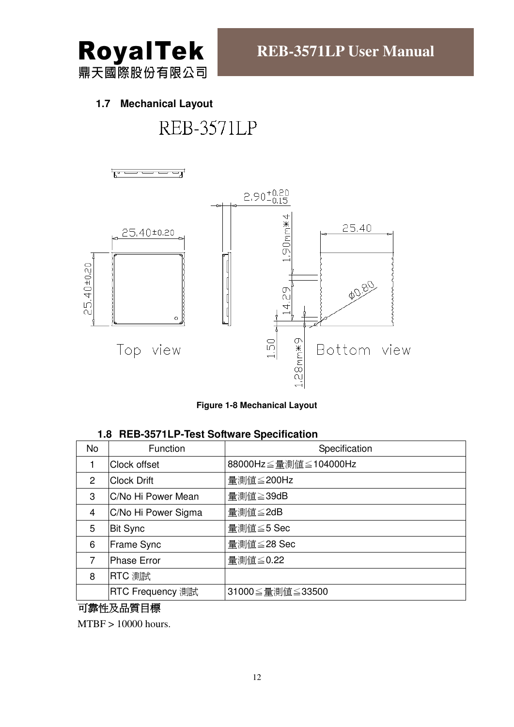## 1.7 Mechanical Layout

REB-3571LP

Figure 1-8 Mechanical Layout

## 1.8 REB-3571LP-Test Software Specification

| No | Function | Specification |
|---|---|---|
| 1 | Clock offset | 88000Hz≦量測值≦104000Hz |
| 2 | Clock Drift | 量測值≦200Hz |
| 3 | C/No Hi Power Mean | 量測值≧39dB |
| 4 | C/No Hi Power Sigma | 量測值≦2dB |
| 5 | Bit Sync | 量測值≦5 Sec |
| 6 | Frame Sync | 量測值≦28 Sec |
| 7 | Phase Error | 量測值≦0.22 |
| 8 | RTC 測試 | |
| | RTC Frequency 測試 | 31000≦量測值≦33500 |

**可靠性及品質目標**

MTBF > 10000 hours.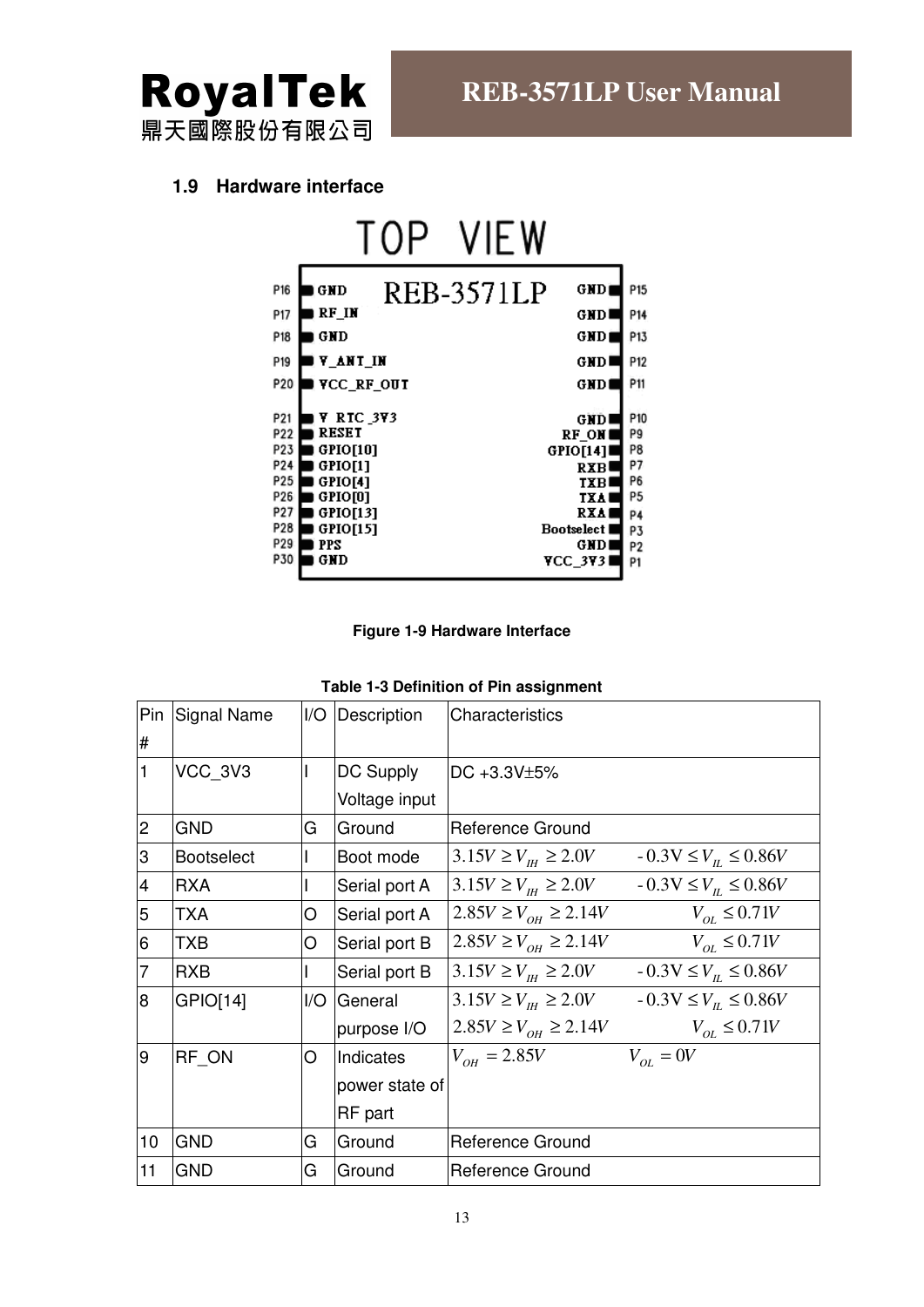### 1.9 Hardware interface

Figure 1-9 Hardware Interface

Table 1-3 Definition of Pin assignment

| Pin # | Signal Name | I/O | Description | Characteristics |
|---|---|---|---|---|
| 1 | VCC_3V3 | I | DC Supply Voltage input | DC +3.3V±5% |
| 2 | GND | G | Ground | Reference Ground |
| 3 | Bootselect | I | Boot mode | $3.15V \geq V_{IH} \geq 2.0V$ $-0.3V \leq V_{IL} \leq 0.86V$ |
| 4 | RXA | I | Serial port A | $3.15V \geq V_{IH} \geq 2.0V$ $-0.3V \leq V_{IL} \leq 0.86V$ |
| 5 | TXA | O | Serial port A | $2.85V \geq V_{OH} \geq 2.14V$ $V_{OL} \leq 0.71V$ |
| 6 | TXB | O | Serial port B | $2.85V \geq V_{OH} \geq 2.14V$ $V_{OL} \leq 0.71V$ |
| 7 | RXB | I | Serial port B | $3.15V \geq V_{IH} \geq 2.0V$ $-0.3V \leq V_{IL} \leq 0.86V$ |
| 8 | GPIO[14] | I/O | General purpose I/O | $3.15V \geq V_{IH} \geq 2.0V$ $-0.3V \leq V_{IL} \leq 0.86V$ $2.85V \geq V_{OH} \geq 2.14V$ $V_{OL} \leq 0.71V$ |
| 9 | RF_ON | O | Indicates power state of RF part | $V_{OH} = 2.85V$ $V_{OL} = 0V$ |
| 10 | GND | G | Ground | Reference Ground |
| 11 | GND | G | Ground | Reference Ground |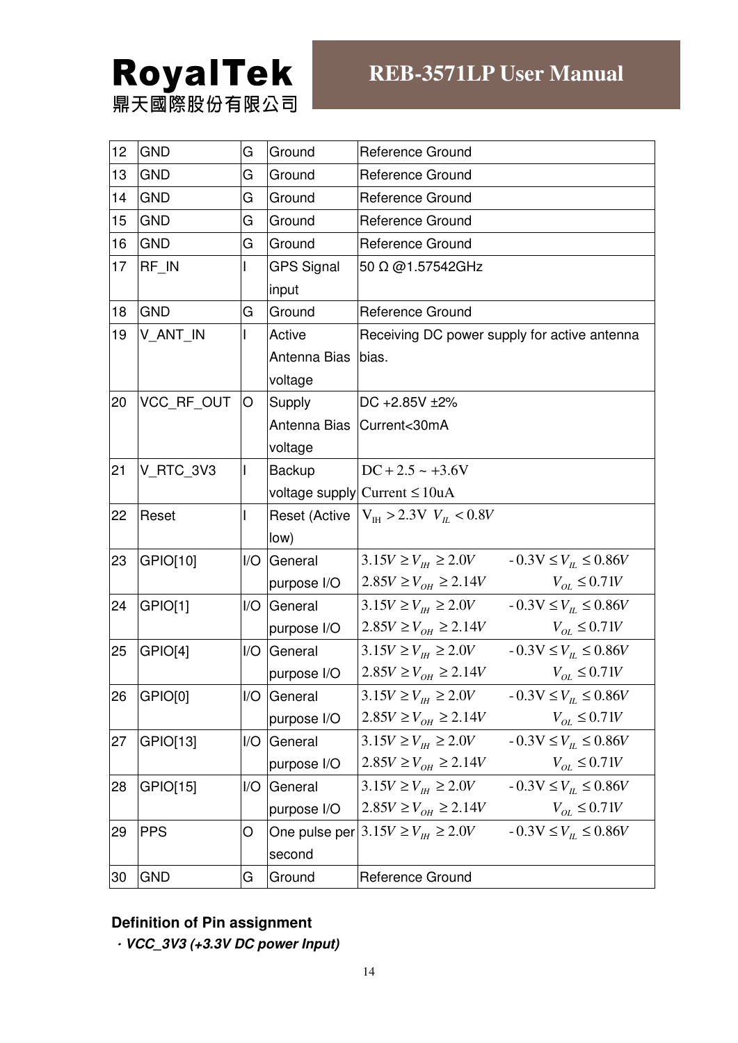| 12 | GND | G | Ground | Reference Ground |
|---|---|---|---|---|
| 13 | GND | G | Ground | Reference Ground |
| 14 | GND | G | Ground | Reference Ground |
| 15 | GND | G | Ground | Reference Ground |
| 16 | GND | G | Ground | Reference Ground |
| 17 | RF_IN | I | GPS Signal input | 50 Ω @1.57542GHz |
| 18 | GND | G | Ground | Reference Ground |
| 19 | V_ANT_IN | I | Active Antenna Bias voltage | Receiving DC power supply for active antenna bias. |
| 20 | VCC_RF_OUT | O | Supply Antenna Bias voltage | DC +2.85V ±2% Current<30mA |
| 21 | V_RTC_3V3 | I | Backup voltage supply | $DC + 2.5 \sim +3.6V$ Current $\leq 10uA$ |
| 22 | Reset | I | Reset (Active low) | $V_{IH} > 2.3V$ $V_{IL} < 0.8V$ |
| 23 | GPIO[10] | I/O | General purpose I/O | $3.15V \geq V_{IH} \geq 2.0V$ $-0.3V \leq V_{IL} \leq 0.86V$ $2.85V \geq V_{OH} \geq 2.14V$ $V_{OL} \leq 0.71V$ |
| 24 | GPIO[1] | I/O | General purpose I/O | $3.15V \geq V_{IH} \geq 2.0V$ $-0.3V \leq V_{IL} \leq 0.86V$ $2.85V \geq V_{OH} \geq 2.14V$ $V_{OL} \leq 0.71V$ |
| 25 | GPIO[4] | I/O | General purpose I/O | $3.15V \geq V_{IH} \geq 2.0V$ $-0.3V \leq V_{IL} \leq 0.86V$ $2.85V \geq V_{OH} \geq 2.14V$ $V_{OL} \leq 0.71V$ |
| 26 | GPIO[0] | I/O | General purpose I/O | $3.15V \geq V_{IH} \geq 2.0V$ $-0.3V \leq V_{IL} \leq 0.86V$ $2.85V \geq V_{OH} \geq 2.14V$ $V_{OL} \leq 0.71V$ |
| 27 | GPIO[13] | I/O | General purpose I/O | $3.15V \geq V_{IH} \geq 2.0V$ $-0.3V \leq V_{IL} \leq 0.86V$ $2.85V \geq V_{OH} \geq 2.14V$ $V_{OL} \leq 0.71V$ |
| 28 | GPIO[15] | I/O | General purpose I/O | $3.15V \geq V_{IH} \geq 2.0V$ $-0.3V \leq V_{IL} \leq 0.86V$ $2.85V \geq V_{OH} \geq 2.14V$ $V_{OL} \leq 0.71V$ |
| 29 | PPS | O | One pulse per second | $3.15V \geq V_{IH} \geq 2.0V$ $-0.3V \leq V_{IL} \leq 0.86V$ |
| 30 | GND | G | Ground | Reference Ground |

**Definition of Pin assignment**

· ***VCC_3V3 (+3.3V DC power Input)***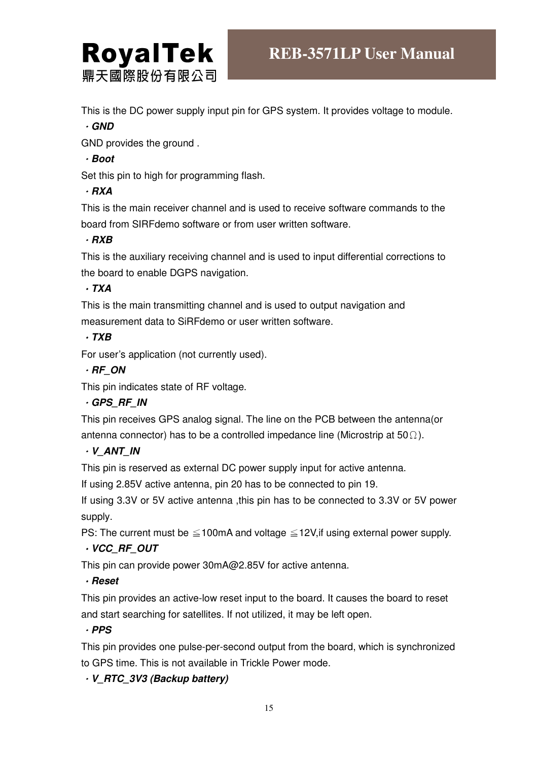This is the DC power supply input pin for GPS system. It provides voltage to module.

**・*GND***

GND provides the ground .

**・*Boot***

Set this pin to high for programming flash.

**・*RXA***

This is the main receiver channel and is used to receive software commands to the board from SIRFdemo software or from user written software.

**・*RXB***

This is the auxiliary receiving channel and is used to input differential corrections to the board to enable DGPS navigation.

**・*TXA***

This is the main transmitting channel and is used to output navigation and measurement data to SiRFdemo or user written software.

**・*TXB***

For user's application (not currently used).

**・*RF_ON***

This pin indicates state of RF voltage.

**・*GPS_RF_IN***

This pin receives GPS analog signal. The line on the PCB between the antenna(or antenna connector) has to be a controlled impedance line (Microstrip at 50Ω).

**・*V_ANT_IN***

This pin is reserved as external DC power supply input for active antenna.

If using 2.85V active antenna, pin 20 has to be connected to pin 19.

If using 3.3V or 5V active antenna ,this pin has to be connected to 3.3V or 5V power supply.

PS: The current must be ≦100mA and voltage ≦12V,if using external power supply.

**・*VCC_RF_OUT***

This pin can provide power 30mA@2.85V for active antenna.

**・*Reset***

This pin provides an active-low reset input to the board. It causes the board to reset and start searching for satellites. If not utilized, it may be left open.

**・*PPS***

This pin provides one pulse-per-second output from the board, which is synchronized to GPS time. This is not available in Trickle Power mode.

**・*V_RTC_3V3 (Backup battery)***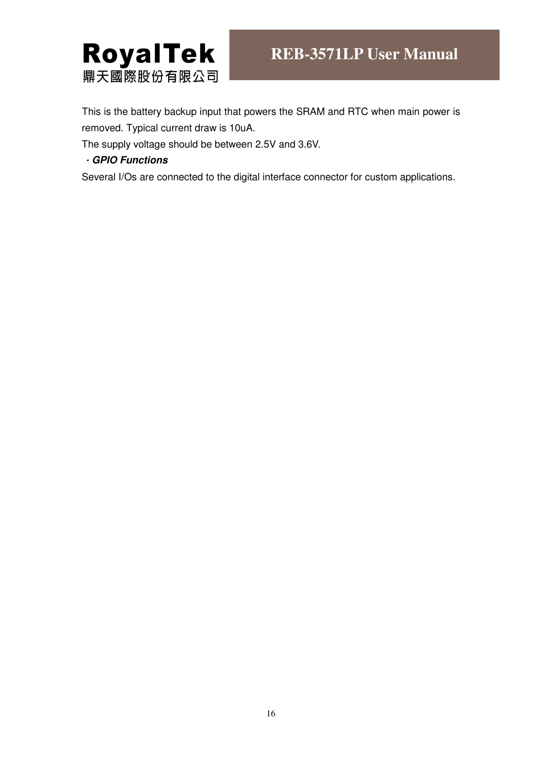This is the battery backup input that powers the SRAM and RTC when main power is removed. Typical current draw is 10uA.

The supply voltage should be between 2.5V and 3.6V.

・***GPIO Functions***

Several I/Os are connected to the digital interface connector for custom applications.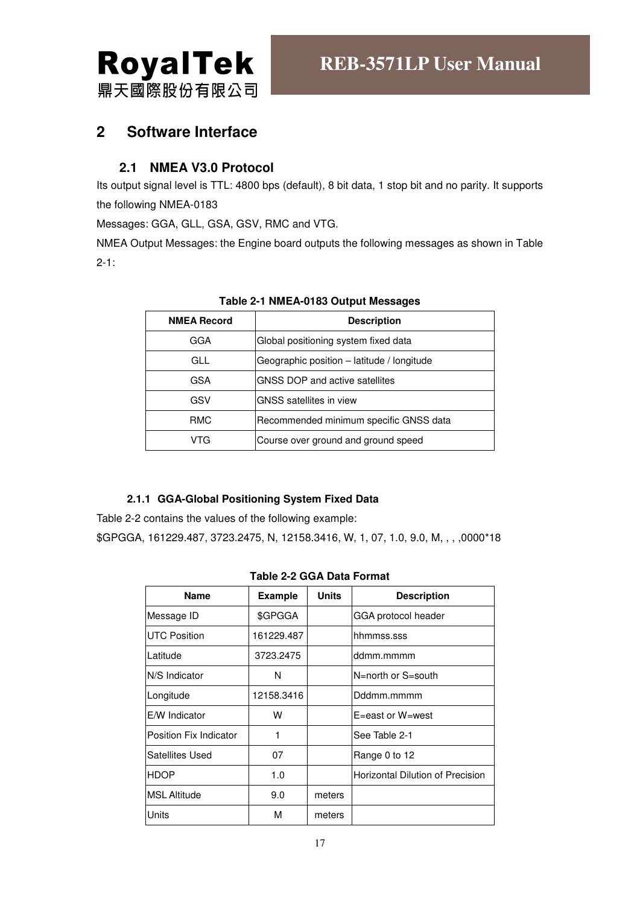# 2 Software Interface

## 2.1 NMEA V3.0 Protocol

Its output signal level is TTL: 4800 bps (default), 8 bit data, 1 stop bit and no parity. It supports the following NMEA-0183

Messages: GGA, GLL, GSA, GSV, RMC and VTG.

NMEA Output Messages: the Engine board outputs the following messages as shown in Table 2-1:

**Table 2-1 NMEA-0183 Output Messages**

| NMEA Record | Description |
|---|---|
| GGA | Global positioning system fixed data |
| GLL | Geographic position – latitude / longitude |
| GSA | GNSS DOP and active satellites |
| GSV | GNSS satellites in view |
| RMC | Recommended minimum specific GNSS data |
| VTG | Course over ground and ground speed |

### 2.1.1 GGA-Global Positioning System Fixed Data

Table 2-2 contains the values of the following example:

$GPGGA, 161229.487, 3723.2475, N, 12158.3416, W, 1, 07, 1.0, 9.0, M, , , ,0000*18

**Table 2-2 GGA Data Format**

| Name | Example | Units | Description |
|---|---|---|---|
| Message ID | $GPGGA | | GGA protocol header |
| UTC Position | 161229.487 | | hhmmss.sss |
| Latitude | 3723.2475 | | ddmm.mmmm |
| N/S Indicator | N | | N=north or S=south |
| Longitude | 12158.3416 | | Dddmm.mmmm |
| E/W Indicator | W | | E=east or W=west |
| Position Fix Indicator | 1 | | See Table 2-1 |
| Satellites Used | 07 | | Range 0 to 12 |
| HDOP | 1.0 | | Horizontal Dilution of Precision |
| MSL Altitude | 9.0 | meters | |
| Units | M | meters | |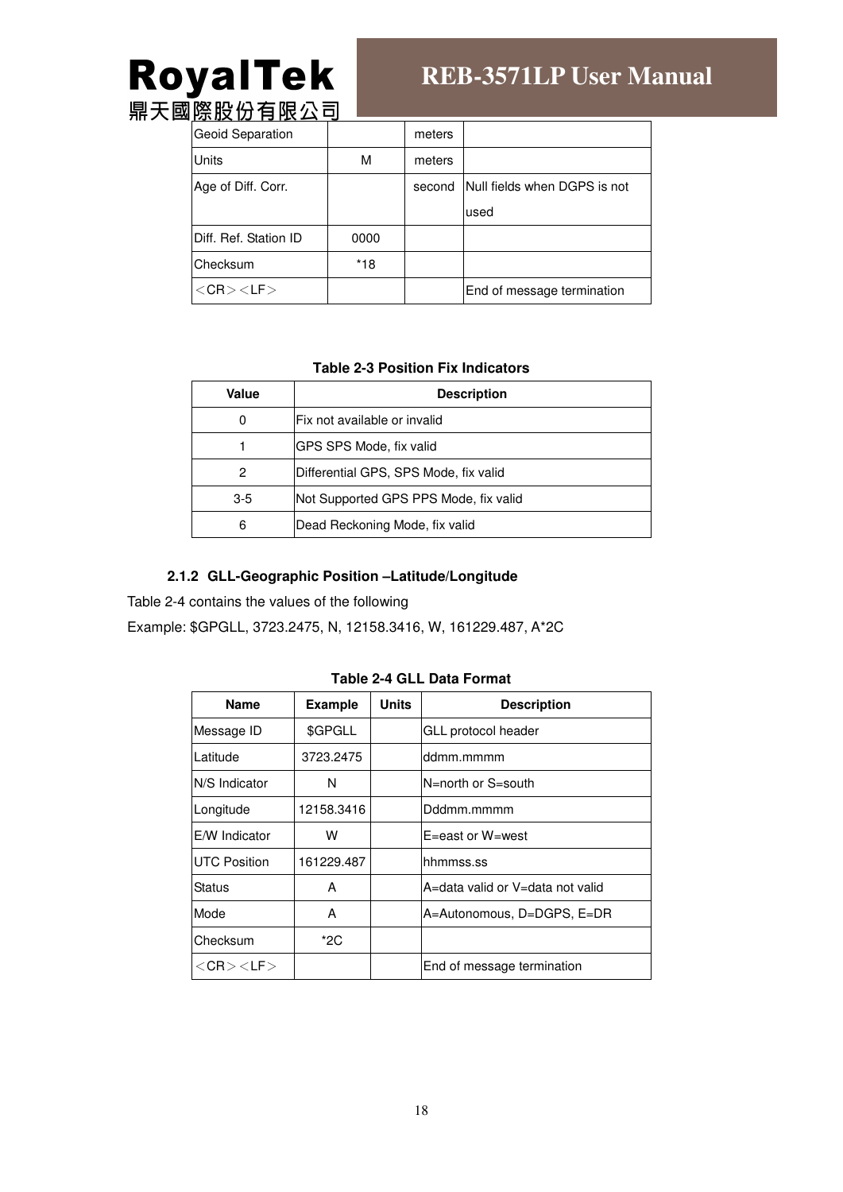| Geoid Separation | | meters | |
|---|---|---|---|
| Units | M | meters | |
| Age of Diff. Corr. | | second | Null fields when DGPS is not used |
| Diff. Ref. Station ID | 0000 | | |
| Checksum | *18 | | |
| ＜CR＞＜LF＞ | | | End of message termination |

**Table 2-3 Position Fix Indicators**

| Value | Description |
|---|---|
| 0 | Fix not available or invalid |
| 1 | GPS SPS Mode, fix valid |
| 2 | Differential GPS, SPS Mode, fix valid |
| 3-5 | Not Supported GPS PPS Mode, fix valid |
| 6 | Dead Reckoning Mode, fix valid |

### 2.1.2 GLL-Geographic Position –Latitude/Longitude

Table 2-4 contains the values of the following

Example: $GPGLL, 3723.2475, N, 12158.3416, W, 161229.487, A*2C

**Table 2-4 GLL Data Format**

| Name | Example | Units | Description |
|---|---|---|---|
| Message ID | $GPGLL | | GLL protocol header |
| Latitude | 3723.2475 | | ddmm.mmmm |
| N/S Indicator | N | | N=north or S=south |
| Longitude | 12158.3416 | | Dddmm.mmmm |
| E/W Indicator | W | | E=east or W=west |
| UTC Position | 161229.487 | | hhmmss.ss |
| Status | A | | A=data valid or V=data not valid |
| Mode | A | | A=Autonomous, D=DGPS, E=DR |
| Checksum | *2C | | |
| ＜CR＞＜LF＞ | | | End of message termination |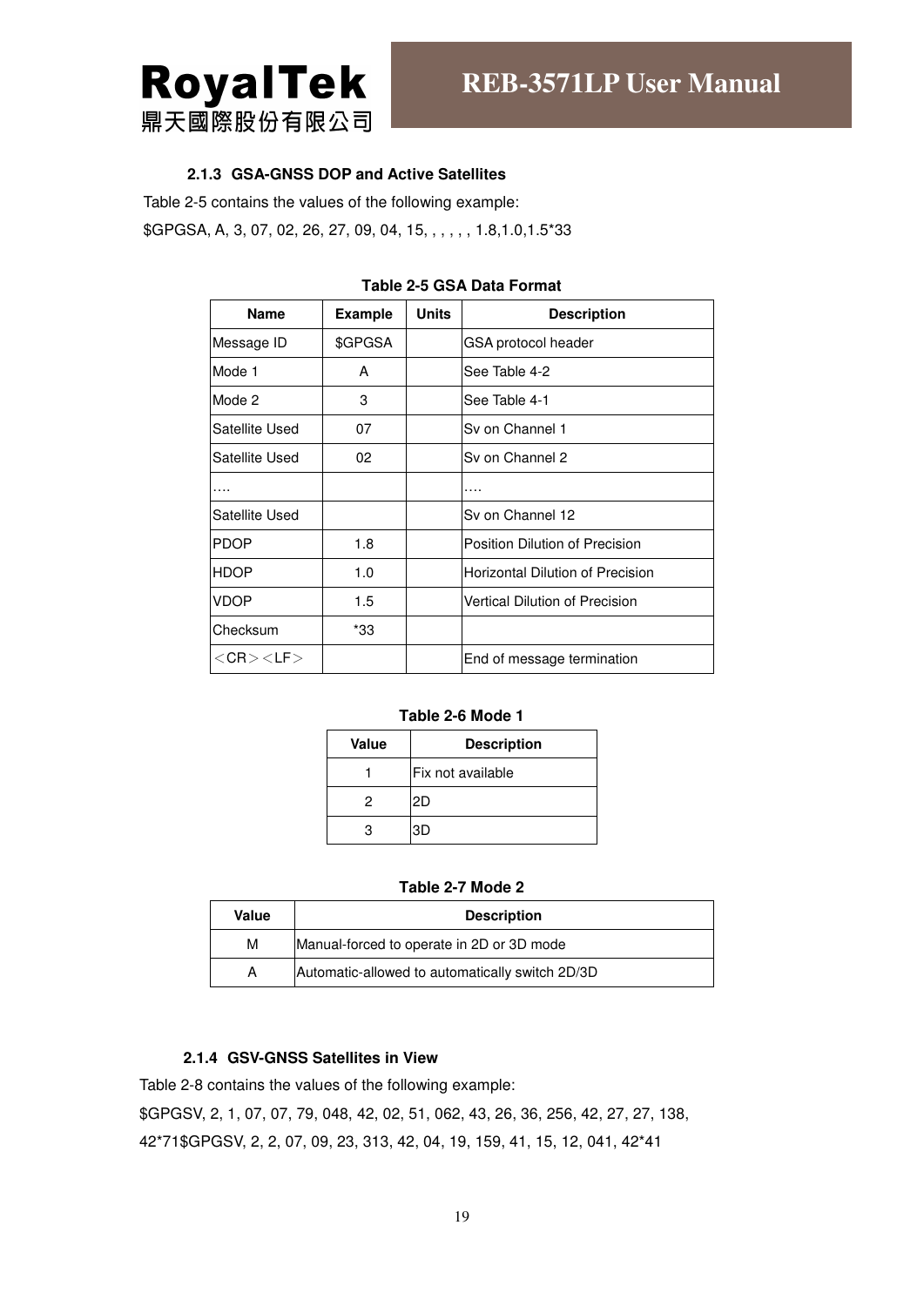### 2.1.3 GSA-GNSS DOP and Active Satellites

Table 2-5 contains the values of the following example:

$GPGSA, A, 3, 07, 02, 26, 27, 09, 04, 15, , , , , , 1.8,1.0,1.5*33

**Table 2-5 GSA Data Format**

| Name | Example | Units | Description |
|---|---|---|---|
| Message ID | $GPGSA | | GSA protocol header |
| Mode 1 | A | | See Table 4-2 |
| Mode 2 | 3 | | See Table 4-1 |
| Satellite Used | 07 | | Sv on Channel 1 |
| Satellite Used | 02 | | Sv on Channel 2 |
| …. | | | …. |
| Satellite Used | | | Sv on Channel 12 |
| PDOP | 1.8 | | Position Dilution of Precision |
| HDOP | 1.0 | | Horizontal Dilution of Precision |
| VDOP | 1.5 | | Vertical Dilution of Precision |
| Checksum | *33 | | |
| ＜CR＞＜LF＞ | | | End of message termination |

**Table 2-6 Mode 1**

| Value | Description |
|---|---|
| 1 | Fix not available |
| 2 | 2D |
| 3 | 3D |

**Table 2-7 Mode 2**

| Value | Description |
|---|---|
| M | Manual-forced to operate in 2D or 3D mode |
| A | Automatic-allowed to automatically switch 2D/3D |

### 2.1.4 GSV-GNSS Satellites in View

Table 2-8 contains the values of the following example:

$GPGSV, 2, 1, 07, 07, 79, 048, 42, 02, 51, 062, 43, 26, 36, 256, 42, 27, 27, 138, 42*71$GPGSV, 2, 2, 07, 09, 23, 313, 42, 04, 19, 159, 41, 15, 12, 041, 42*41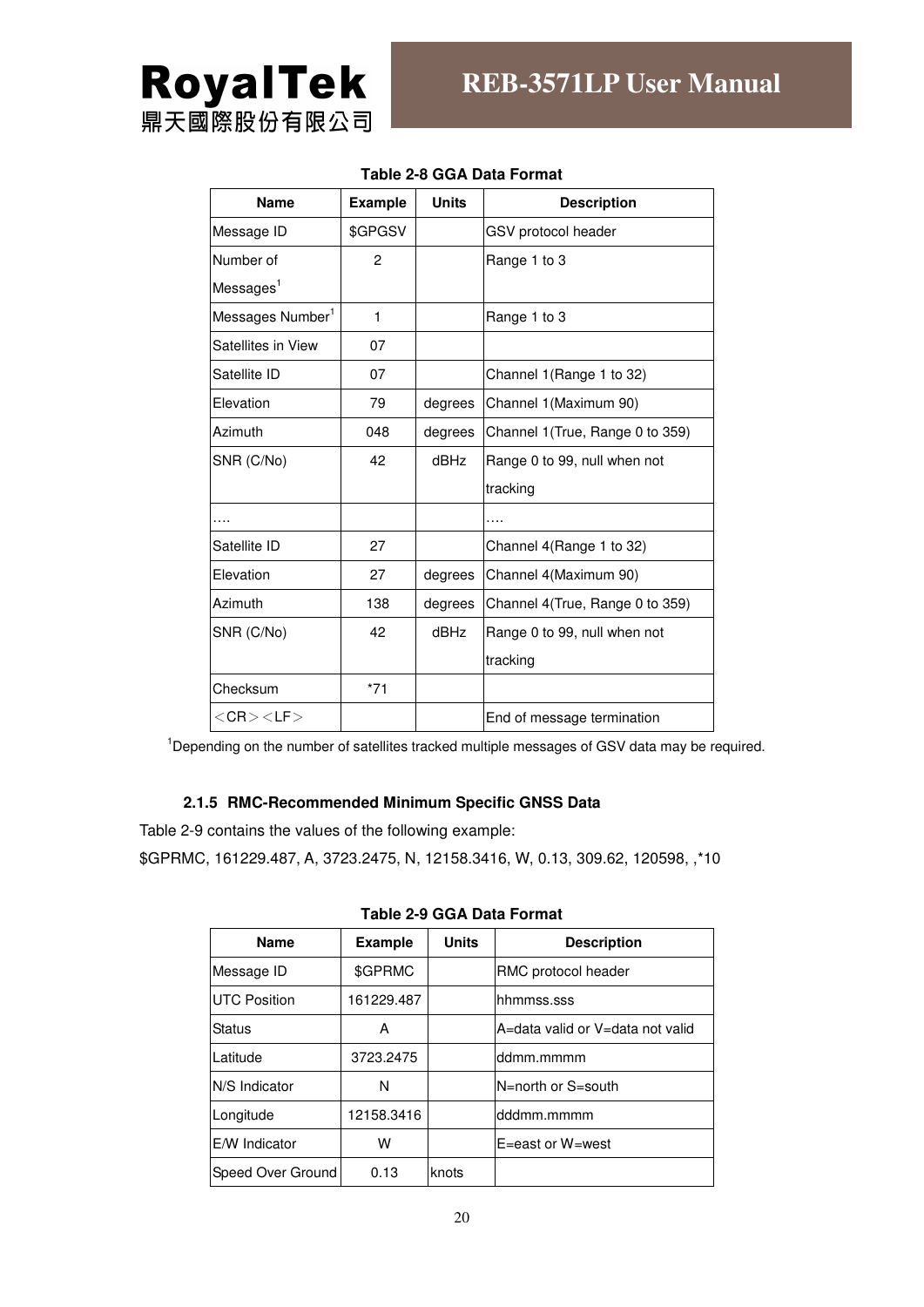**Table 2-8 GGA Data Format**

| Name | Example | Units | Description |
|---|---|---|---|
| Message ID | $GPGSV | | GSV protocol header |
| Number of Messages[1] | 2 | | Range 1 to 3 |
| Messages Number[1] | 1 | | Range 1 to 3 |
| Satellites in View | 07 | | |
| Satellite ID | 07 | | Channel 1(Range 1 to 32) |
| Elevation | 79 | degrees | Channel 1(Maximum 90) |
| Azimuth | 048 | degrees | Channel 1(True, Range 0 to 359) |
| SNR (C/No) | 42 | dBHz | Range 0 to 99, null when not tracking |
| …. | | | …. |
| Satellite ID | 27 | | Channel 4(Range 1 to 32) |
| Elevation | 27 | degrees | Channel 4(Maximum 90) |
| Azimuth | 138 | degrees | Channel 4(True, Range 0 to 359) |
| SNR (C/No) | 42 | dBHz | Range 0 to 99, null when not tracking |
| Checksum | *71 | | |
| ＜CR＞＜LF＞ | | | End of message termination |

[1]Depending on the number of satellites tracked multiple messages of GSV data may be required.

### 2.1.5 RMC-Recommended Minimum Specific GNSS Data

Table 2-9 contains the values of the following example:

$GPRMC, 161229.487, A, 3723.2475, N, 12158.3416, W, 0.13, 309.62, 120598, ,*10

**Table 2-9 GGA Data Format**

| Name | Example | Units | Description |
|---|---|---|---|
| Message ID | $GPRMC | | RMC protocol header |
| UTC Position | 161229.487 | | hhmmss.sss |
| Status | A | | A=data valid or V=data not valid |
| Latitude | 3723.2475 | | ddmm.mmmm |
| N/S Indicator | N | | N=north or S=south |
| Longitude | 12158.3416 | | dddmm.mmmm |
| E/W Indicator | W | | E=east or W=west |
| Speed Over Ground | 0.13 | knots | |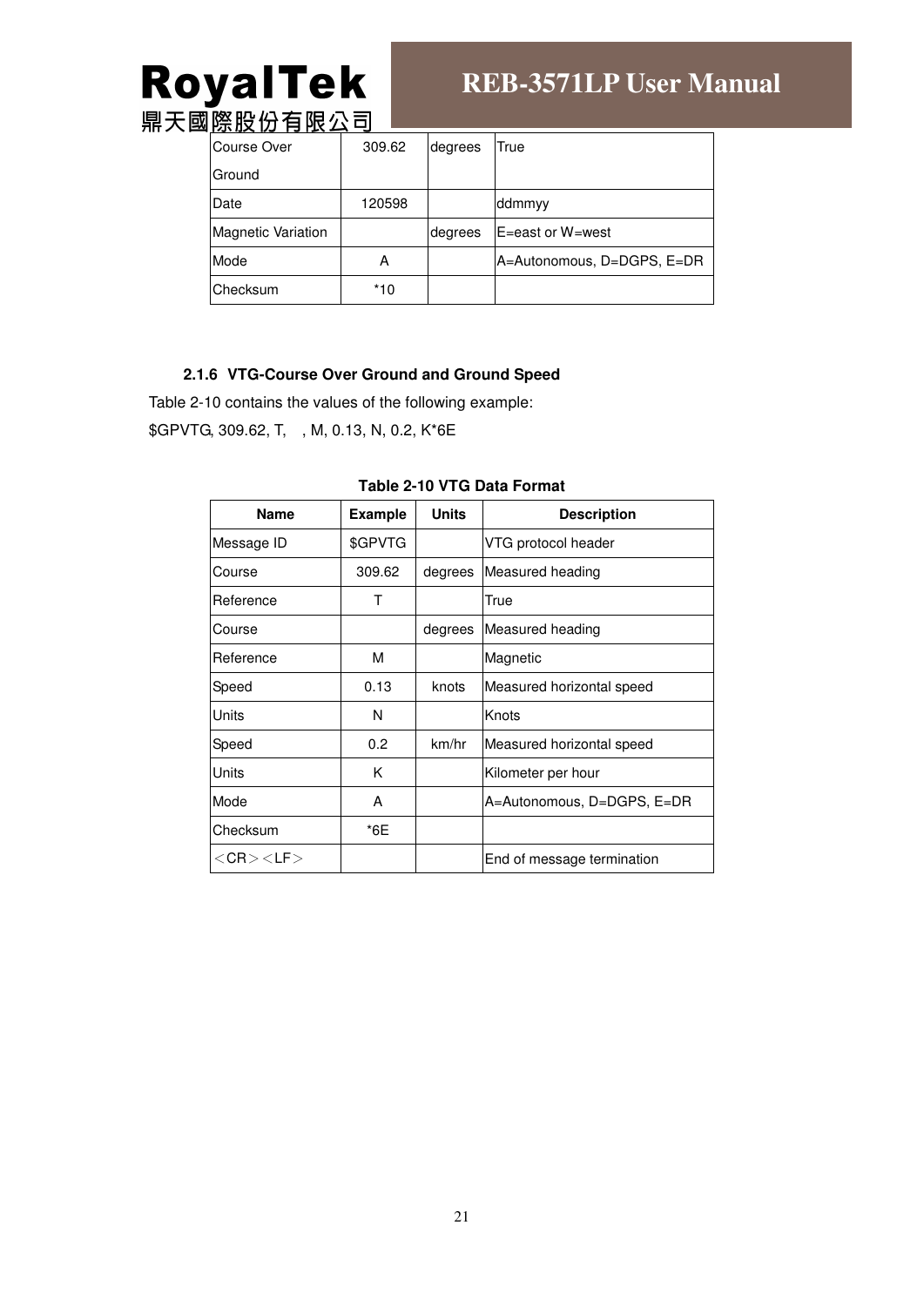| Course Over Ground | 309.62 | degrees | True |
| --- | --- | --- | --- |
| Date | 120598 | | ddmmyy |
| Magnetic Variation | | degrees | E=east or W=west |
| Mode | A | | A=Autonomous, D=DGPS, E=DR |
| Checksum | *10 | | |

### 2.1.6 VTG-Course Over Ground and Ground Speed

Table 2-10 contains the values of the following example:

$GPVTG, 309.62, T, , M, 0.13, N, 0.2, K*6E

**Table 2-10 VTG Data Format**

| Name | Example | Units | Description |
| --- | --- | --- | --- |
| Message ID | $GPVTG | | VTG protocol header |
| Course | 309.62 | degrees | Measured heading |
| Reference | T | | True |
| Course | | degrees | Measured heading |
| Reference | M | | Magnetic |
| Speed | 0.13 | knots | Measured horizontal speed |
| Units | N | | Knots |
| Speed | 0.2 | km/hr | Measured horizontal speed |
| Units | K | | Kilometer per hour |
| Mode | A | | A=Autonomous, D=DGPS, E=DR |
| Checksum | *6E | | |
| ＜CR＞＜LF＞ | | | End of message termination |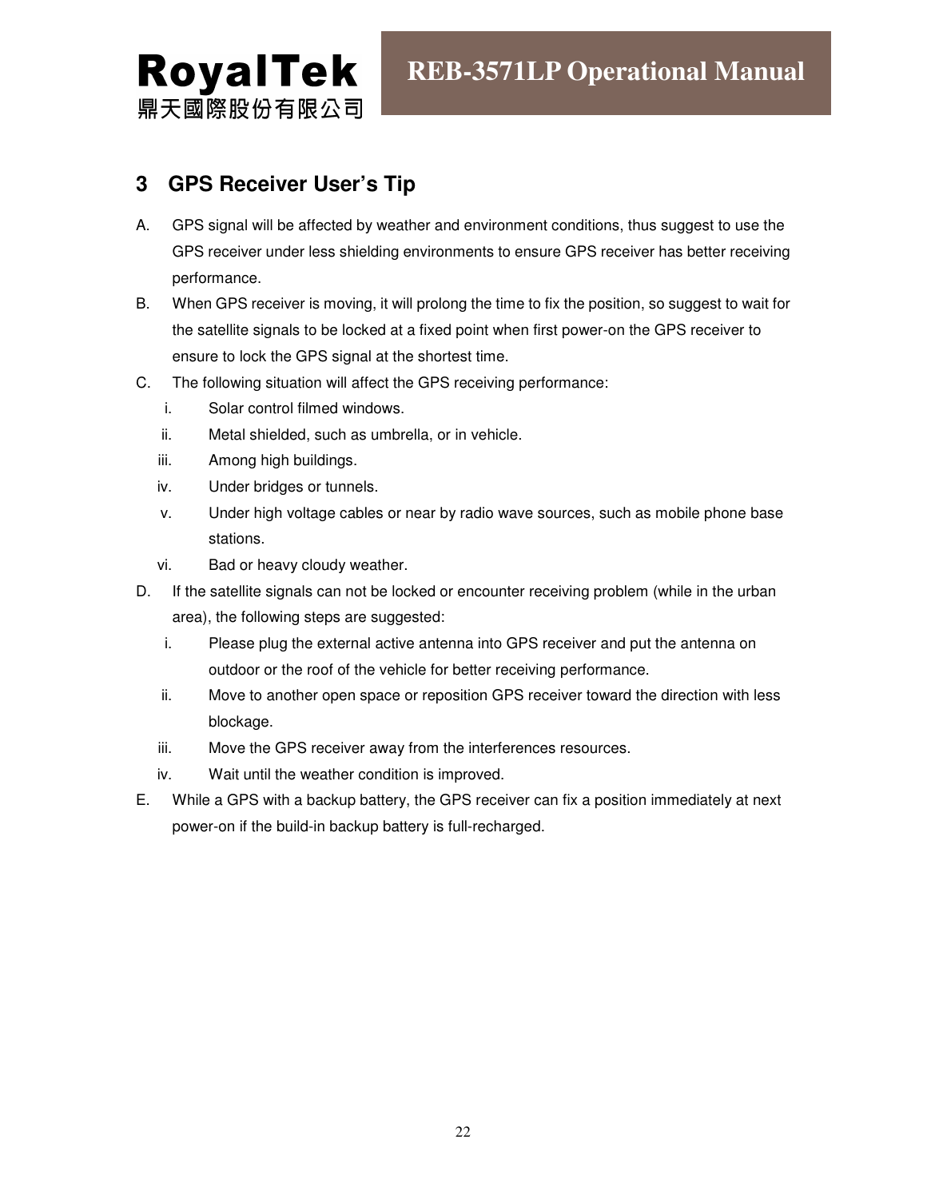# 3 GPS Receiver User's Tip

A. GPS signal will be affected by weather and environment conditions, thus suggest to use the GPS receiver under less shielding environments to ensure GPS receiver has better receiving performance.

B. When GPS receiver is moving, it will prolong the time to fix the position, so suggest to wait for the satellite signals to be locked at a fixed point when first power-on the GPS receiver to ensure to lock the GPS signal at the shortest time.

C. The following situation will affect the GPS receiving performance:

   i. Solar control filmed windows.

   ii. Metal shielded, such as umbrella, or in vehicle.

   iii. Among high buildings.

   iv. Under bridges or tunnels.

   v. Under high voltage cables or near by radio wave sources, such as mobile phone base stations.

   vi. Bad or heavy cloudy weather.

D. If the satellite signals can not be locked or encounter receiving problem (while in the urban area), the following steps are suggested:

   i. Please plug the external active antenna into GPS receiver and put the antenna on outdoor or the roof of the vehicle for better receiving performance.

   ii. Move to another open space or reposition GPS receiver toward the direction with less blockage.

   iii. Move the GPS receiver away from the interferences resources.

   iv. Wait until the weather condition is improved.

E. While a GPS with a backup battery, the GPS receiver can fix a position immediately at next power-on if the build-in backup battery is full-recharged.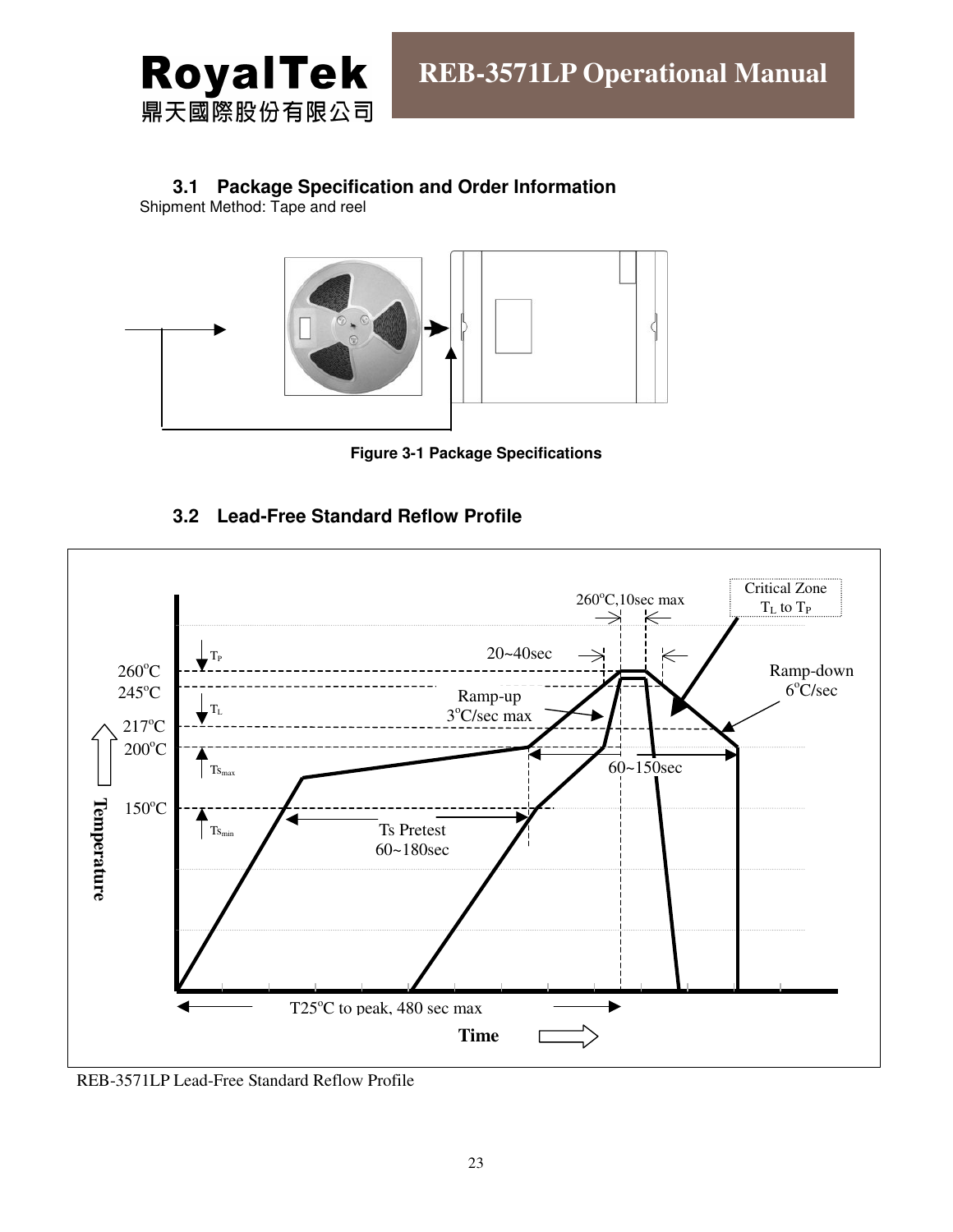### 3.1 Package Specification and Order Information

Shipment Method: Tape and reel

**Figure 3-1 Package Specifications**

### 3.2 Lead-Free Standard Reflow Profile

REB-3571LP Lead-Free Standard Reflow Profile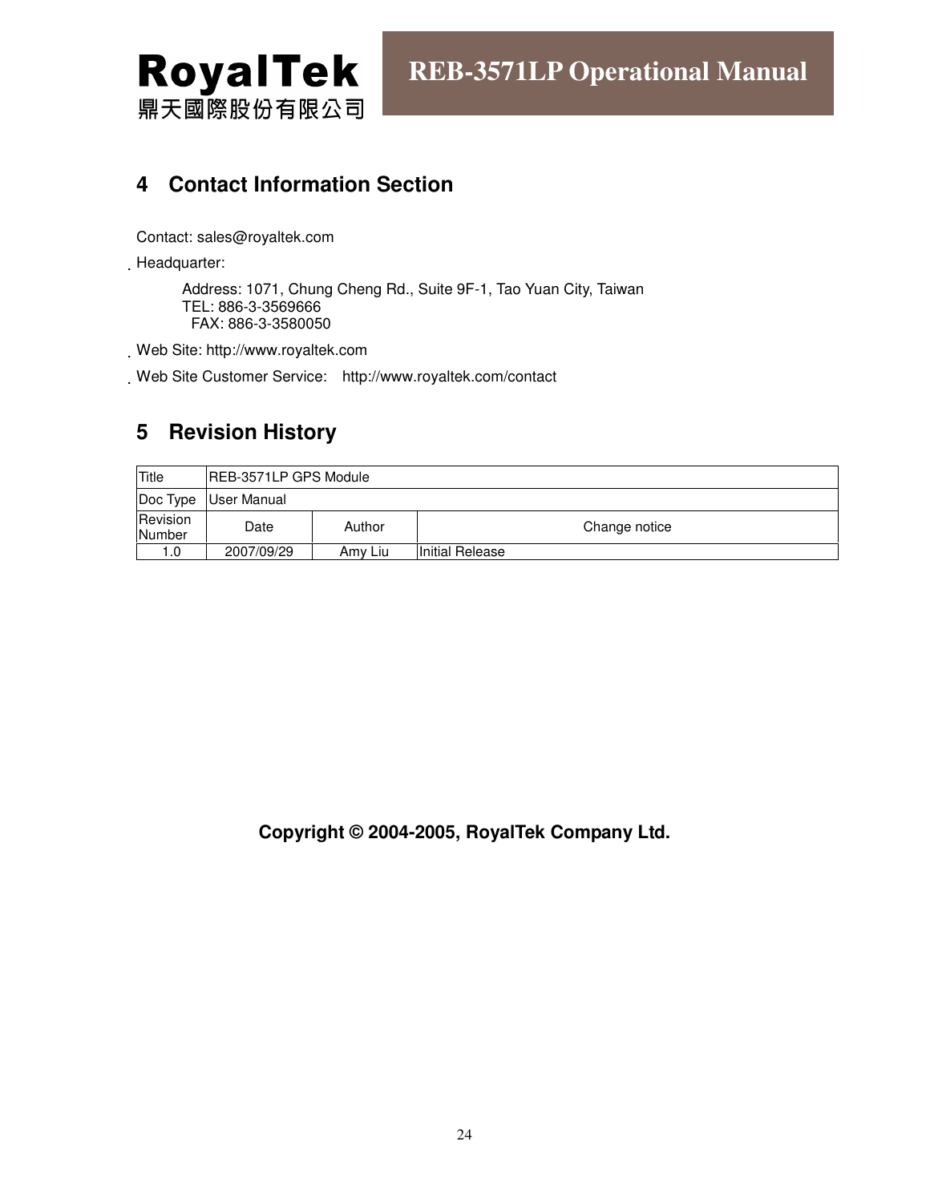## 4 Contact Information Section

Contact: sales@royaltek.com

Headquarter:

Address: 1071, Chung Cheng Rd., Suite 9F-1, Tao Yuan City, Taiwan
TEL: 886-3-3569666
FAX: 886-3-3580050

Web Site: http://www.royaltek.com

Web Site Customer Service: http://www.royaltek.com/contact

## 5 Revision History

| | | | |
|---|---|---|---|
| Title | REB-3571LP GPS Module | | |
| Doc Type | User Manual | | |
| Revision Number | Date | Author | Change notice |
| 1.0 | 2007/09/29 | Amy Liu | Initial Release |

**Copyright © 2004-2005, RoyalTek Company Ltd.**